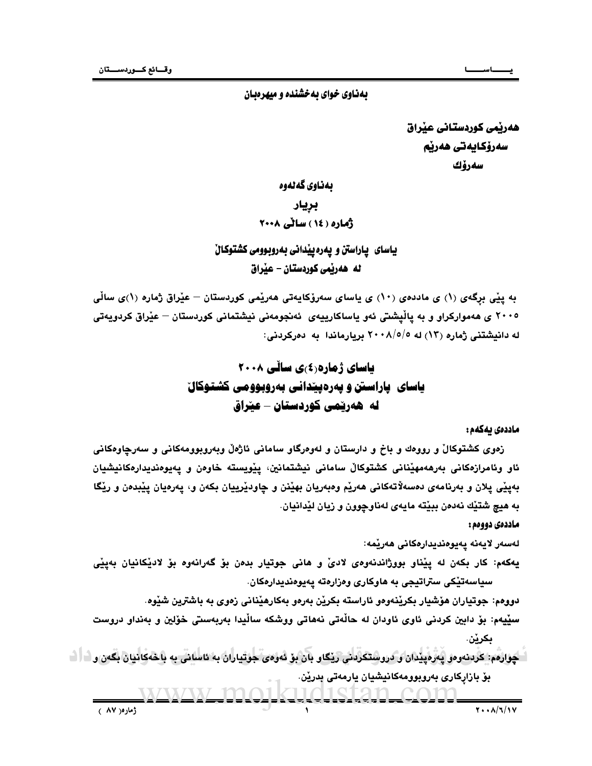بەناوی خوای بەخشندە و میهرەبان

**هەرێمی کوردستانی عێراق**
**سەرۆکایەتی هەرێم**
**سەرۆك**

**بەناوی گەلەوە**

## بڕیار
**ژمارە (١٤) ساڵی ٢٠٠٨**

**یاسای پاراستن و پەرەپێدانی بەروبوومی کشتوکاڵ لە هەرێمی کوردستان – عێراق**

بە پێی برگەی (١) ی ماددەی (١٠) ی یاسای سەرۆکایەتی هەرێمی کوردستان – عێراق ژمارە (١)ی ساڵی ٢٠٠٥ ی هەموارکراو و بە پاڵپشتی ئەو یاساکارییەی ئەنجومەنی نیشتمانی کوردستان – عێراق کردویەتی لە دانیشتنی ژمارە (١٣) لە ٢٠٠٨/٥/٥ بڕیارماندا بە دەرکردنی:

# یاسای ژمارە(٤)ی ساڵی ٢٠٠٨
# یاسای پاراستن و پەرەپێدانی بەروبوومی کشتوکاڵ لە هەرێمی کوردستان – عێراق

**ماددەی یەکەم:**

زەوی کشتوکاڵ و رووەك و باخ و دارستان و لەوەرگاو سامانی ئاژەڵ وبەروبوومەکانی و سەرچاوەکانی ئاو وئامرازەکانی بەرهەمهێنانی کشتوکاڵ سامانی نیشتمانین، پێویستە خاوەن و پەیوەندیدارەکانیشیان بەپێی پلان و بەرنامەی دەسەڵاتەکانی هەرێم وەبەریان بهێنن و چاودێرییان بکەن و، پەرەیان پێبدەن و رێگا بە هیچ شتێك نەدەن ببێتە مایەی لەناوچوون و زیان لێدانیان.

**ماددەی دووەم:**

لەسەر لایەنە پەیوەندیدارەکانی هەرێمە:

یەکەم: کار بکەن لە پێناو بووژاندنەوەی لادێ و هانی جوتیار بدەن بۆ گەرانەوە بۆ لادێکانیان بەپێی سیاسەتێکی ستراتیجی بە هاوکاری وەزارەتە پەیوەندیدارەکان.

دووەم: جوتیاران هۆشیار بکرێنەوەو ئاراستە بکرێن بەرەو بەکارهێنانی زەوی بە باشترین شێوە.

سێیەم: بۆ دابین کردنی ئاوی ئاودان لە حاڵەتی نەهاتی ووشکە ساڵیدا بەربەستی خۆڵین و بەنداو دروست بکرێن.

چوارەم: کردنەوەو پەرەپێدان و دروستکردنی رێگاو بان بۆ ئەوەی جوتیاران بە ئاسانی بە باخەکانیان بگەن و بۆ بازاڕکاری بەروبوومەکانیشیان یارمەتی بدرێن.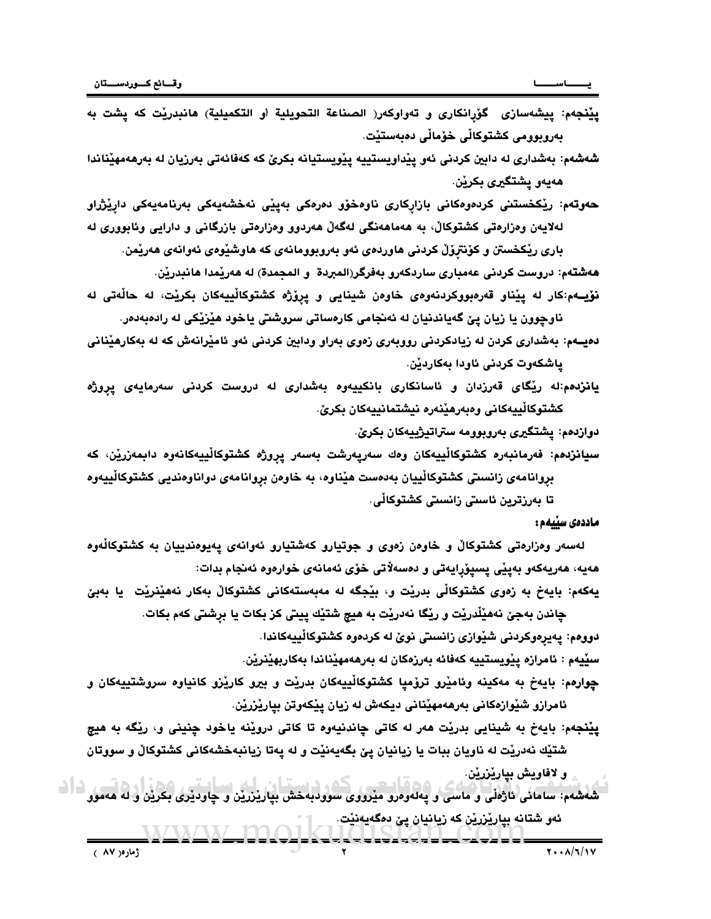پێنجەم: پیشەسازی گۆڕانکاری و تەواوکەر( الصناعة التحويلية أو التكميلية) هانبدرێت کە پشت بە بەروبوومی کشتوکاڵی خۆماڵی دەبەستێت.

شەشەم: بەشداری لە دابین کردنی ئەو پێداویستییە پێویستیانە بکرێ کە کەفائەتی بەرزیان لە بەرهەمهێناندا هەیەو پشتگیری بکرێن.

حەوتەم: ڕێکخستنی کردەوەکانی بازاڕکاری ناوەخۆو دەرەکی بەپێی نەخشەیەکی بەرنامەیەکی داڕێژراو لەلایەن وەزارەتی کشتوکاڵ، بە هەماهەنگی لەگەڵ هەردوو وەزارەتی بازرگانی و دارایی وئابووری لە باری ڕێکخستن و کۆنترۆڵ کردنی هاوردەی ئەو بەروبوومانەی کە هاوشێوەی ئەوانەی هەرێمن.

هەشتەم: دروست کردنی عەمباری ساردکەرو بەفرگر(المبردة و المجمدة) لە هەرێمدا هانبدرێن.

نۆیــەم:کار لە پێناو قەرەبووکردنەوەی خاوەن شینایی و پرۆژە کشتوکاڵییەکان بکرێت، لە حاڵەتی لە ناوچوون یا زیان پێ گەیاندنیان لە ئەنجامی کارەساتی سروشتی یاخود هێزێکی لە رادەبەدەر.

دەیــەم: بەشداری کردن لە زیادکردنی ڕووبەری زەوی بەراو ودابین کردنی ئەو ئامێرانەش کە لە بەکارهێنانی پاشکەوت کردنی ئاودا بەکاردێن.

یانزدەم:لە ڕێگای قەرزدان و ئاسانکاری بانکییەوە بەشداری لە دروست کردنی سەرمایەی پرۆژە کشتوکاڵییەکانی وەبەرهێنەرە نیشتمانییەکان بکرێ.

دوازدەم: پشتگیری بەروبوومە ستراتیژییەکان بکرێ.

سیانزدەم: فەرمانبەرە کشتوکاڵییەکان وەك سەرپەرشت بەسەر پرۆژە کشتوکاڵییەکانەوە دابمەزرێن، کە بڕوانامەی زانستی کشتوکاڵییان بەدەست هێناوە، بە خاوەن بڕوانامەی دواناوەندیی کشتوکاڵییەوە تا بەرزترین ئاستی زانستی کشتوکاڵی.

**ماددەی سێیەم:**

لەسەر وەزارەتی کشتوکاڵ و خاوەن زەوی و جوتیارو کەشتیارو ئەوانەی پەیوەندییان بە کشتوکاڵەوە هەیە، هەریەکەو بەپێی پسپۆڕایەتی و دەسەڵاتی خۆی ئەمانەی خوارەوە ئەنجام بدات:

یەکەم: بایەخ بە زەوی کشتوکاڵی بدرێت و، بێجگە لە مەبەستەکانی کشتوکاڵ بەکار نەهێنرێت یا بەبێ چاندن بەجێ نەهێڵدرێت و ڕێگا نەدرێت بە هیچ شتێك پیتی کز بکات یا بڕشتی کەم بکات.

دووەم: پەیڕەوکردنی شێوازی زانستی نوێ لە کردەوە کشتوکاڵییەکاندا.

سێیەم : ئامرازە پێویستییە کەفائە بەرزەکان لە بەرهەمهێناندا بەکاربهێنرێن.

چوارەم: بایەخ بە مەکینە وئامێرو ترۆمپا کشتوکاڵییەکان بدرێت و بیرو کارێزو کانیاوە سروشتییەکان و ئامرازو شێوازەکانی بەرهەمهێنانی دیکەش لە زیان پێکەوتن بپارێزرێن.

پێنجەم: بایەخ بە شینایی بدرێت هەر لە کاتی چاندنیەوە تا کاتی دروێنە یاخود چنینی و، ڕێگە بە هیچ شتێك نەدرێت لە ناویان ببات یا زیانیان پێ بگەیەنێت و لە پەتا زیانبەخشەکانی کشتوکاڵ و سووتان و لافاویش بپارێزرێن.

شەشەم: سامانی ئاژەڵی و ماسی و پەلەوەرو مێرووی سوودبەخش بپارێزرێن و چاودێری بکرێن و لە هەموو ئەو شتانە بپارێزرێن کە زیانیان پێ دەگەیەنێت.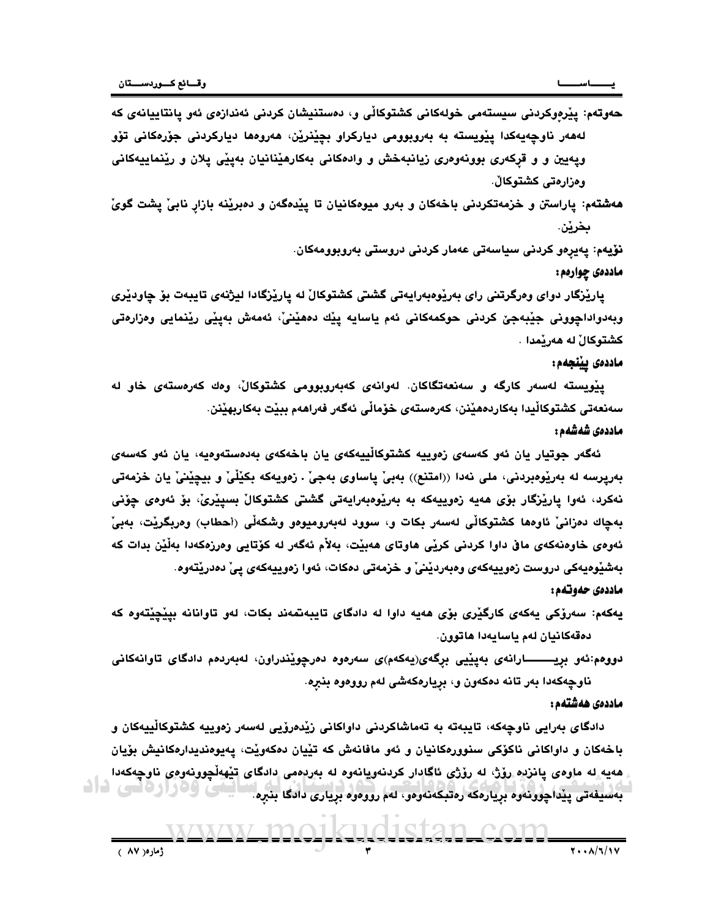**حەوتەم:** پێڕەوکردنی سیستەمی خولەکانی کشتوکاڵی و، دەستنیشان کردنی ئەندازەی ئەو پانتاییانەی کە لەهەر ناوچەیەکدا پێویستە بە بەروبوومی دیارکراو بچێنرێن، هەروەها دیارکردنی جۆرەکانی تۆو وپەیین و و قڕکەری بوونەوەری زیانبەخش و وادەکانی بەکارهێنانیان بەپێی پلان و ڕێنماییەکانی وەزارەتی کشتوکاڵ.

**هەشتەم:** پاراستن و خزمەتکردنی باخەکان و بەرو میوەکانیان تا پێدەگەن و دەبرێنە بازاڕ نابێ پشت گوێ بخرێن.

**نۆیەم:** پەیڕەو کردنی سیاسەتی عەمار کردنی دروستی بەروبوومەکان.

### ماددەی چوارەم:

پارێزگار دوای وەرگرتنی رای بەڕێوەبەرایەتی گشتی کشتوکاڵ لە پارێزگادا لیژنەی تایبەت بۆ چاودێری وبەدواداچوونی جێبەجێ کردنی حوکمەکانی ئەم یاسایە پێك دەهێنێ، ئەمەش بەپێی ڕێنمایی وەزارەتی کشتوکاڵ لە هەرێمدا .

### ماددەی پێنجەم:

پێویستە لەسەر کارگە و سەنعەتگاکان. لەوانەی کەبەروبوومی کشتوکاڵ، وەك کەرەستەی خاو لە سەنعەتی کشتوکاڵیدا بەکاردەهێنن، کەرەستەی خۆماڵی ئەگەر فەراهەم ببێت بەکاربهێنن.

### ماددەی شەشەم:

ئەگەر جوتیار یان ئەو کەسەی زەوییە کشتوکاڵییەکەی یان باخەکەی بەدەستەوەیە، یان ئەو کەسەی بەرپرسە لە بەڕێوەبردنی، ملی نەدا ((امتنع)) بەبێ پاساوی بەجێ . زەویەکە بکێڵێ و بیچێنێ یان خزمەتی نەکرد، ئەوا پارێزگار بۆی هەیە زەوییەکە بە بەڕێوەبەرایەتی گشتی کشتوکاڵ بسپێرێ، بۆ ئەوەی چۆنی بەچاك دەزانێ ئاوەها کشتوکاڵی لەسەر بکات و، سوود لەبەرومیوەو وشکەڵی (احطاب) وەربگرێت، بەبێ ئەوەی خاوەنەکەی مافی داوا کردنی کرێی هاوتای هەبێت، بەڵام ئەگەر لە کۆتایی وەرزەکەدا بەڵێن بدات کە بەشێوەیەکی دروست زەوییەکەی وەبەردێنێ و خزمەتی دەکات، ئەوا زەوییەکەی پێ دەدرێتەوە.

### ماددەی حەوتەم:

**یەکەم:** سەرۆکی یەکەی کارگێری بۆی هەیە داوا لە دادگای تایبەتمەند بکات، لەو تاوانانە بپێچێتەوە کە دەقەکانیان لەم یاسایەدا هاتوون.

**دووەم:** ئەو بڕیـــــــــارانەی بەپێیی برگەی(یەکەم)ی سەرەوە دەرچوێندراون، لەبەردەم دادگای تاوانەکانی ناوچەکەدا بەر تانە دەکەون و، بڕیارەکەشی لەم رووەوە بنبڕە.

### ماددەی هەشتەم:

دادگای بەرایی ناوچەکە، تایبەتە بە تەماشاکردنی داواکانی زێدەڕۆیی لەسەر زەوییە کشتوکاڵییەکان و باخەکان و داواکانی ناکۆکی سنوورەکانیان و ئەو مافانەش کە تێیان دەکەوێت، پەیوەندیدارەکانیش بۆیان هەیە لە ماوەی پانزدە رۆژ، لە رۆژی ئاگادار کردنەوەیانەوە لە بەردەمی دادگای تێهەڵچوونەوەی ناوچەکەدا بەسیفەتی پێداچوونەوە بڕیارەکە رەتبکەنەوەو، لەم رووەوە بڕیاری دادگا بنبڕە.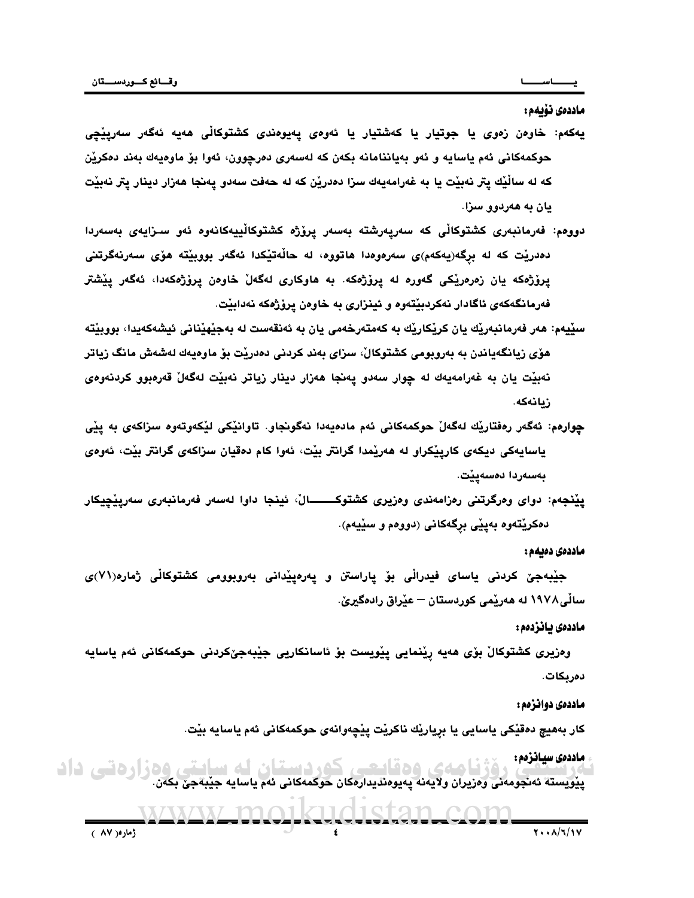**ماددەی نۆیەم:**

**یەکەم:** خاوەن زەوی یا جوتیار یا کەشتیار یا ئەوەی پەیوەندی کشتوکاڵی هەیە ئەگەر سەرپێچی حوکمەکانی ئەم یاسایە و ئەو بەیاننامانە بکەن کە لەسەری دەرچوون، ئەوا بۆ ماوەیەك بەند دەکرێن کە لە ساڵێك پتر نەبێت یا بە غەرامەیەك سزا دەدرێن کە لە حەفت سەدو پەنجا هەزار دینار پتر نەبێت یان بە هەردوو سزا.

**دووەم:** فەرمانبەری کشتوکاڵی کە سەرپەرشتە بەسەر پرۆژە کشتوکاڵییەکانەوە ئەو سـزایەی بەسەردا دەدرێت کە لە برگە(یەکەم)ی سەرەوەدا هاتووە، لە حاڵەتێکدا ئەگەر بووبێتە هۆی سەرنەگرتنی پرۆژەکە یان زەرەرێکی گەورە لە پرۆژەکە. بە هاوکاری لەگەڵ خاوەن پرۆژەکەدا، ئەگەر پێشتر فەرمانگەکەی ئاگادار نەکردبێتەوە و ئینزاری بە خاوەن پرۆژەکە نەدابێت.

**سێیەم:** هەر فەرمانبەرێك یان کرێکارێك بە کەمتەرخەمی یان بە ئەنقەست لە بەجێهێنانی ئیشەکەیدا، بووبێتە هۆی زیانگەیاندن بە بەروبومی کشتوکاڵ، سزای بەند کردنی دەدرێت بۆ ماوەیەك لەشەش مانگ زیاتر نەبێت یان بە غەرامەیەك لە چوار سەدو پەنجا هەزار دینار زیاتر نەبێت لەگەڵ قەرەبوو کردنەوەی زیانەکە.

**چوارەم:** ئەگەر رەفتارێك لەگەڵ حوکمەکانی ئەم مادەیەدا نەگونجاو. تاوانێکی لێکەوتەوە سزاکەی بە پێی یاسایەکی دیکەی کارپێکراو لە هەرێمدا گرانتر بێت، ئەوا کام دەقیان سزاکەی گرانتر بێت، ئەوەی بەسەردا دەسەپێت.

**پێنجەم:** دوای وەرگرتنی رەزامەندی وەزیری کشتوکـــــاڵ، ئینجا داوا لەسەر فەرمانبەری سەرپێچیکار دەکرێتەوە بەپێی برگەکانی (دووەم و سێیەم).

**ماددەی دەیەم:**

جێبەجێ کردنی یاسای فیدراڵی بۆ پاراستن و پەرەپێدانی بەروبوومی کشتوکاڵی ژمارە(٧١)ی ساڵی١٩٧٨ لە هەرێمی کوردستان – عێراق رادەگیرێ.

**ماددەی یانزدەم:**

وەزیری کشتوکاڵ بۆی هەیە رێنمایی پێویست بۆ ئاسانکاریی جێبەجێکردنی حوکمەکانی ئەم یاسایە دەربکات.

**ماددەی دوانزدەم:**

کار بەهیچ دەقێکی یاسایی یا بریارێك ناکرێت پێچەوانەی حوکمەکانی ئەم یاسایە بێت.

**ماددەی سیانزدەم:**

پێویستە ئەنجومەنی وەزیران ولایەنە پەیوەندیدارەکان حوکمەکانی ئەم یاسایە جێبەجێ بکەن.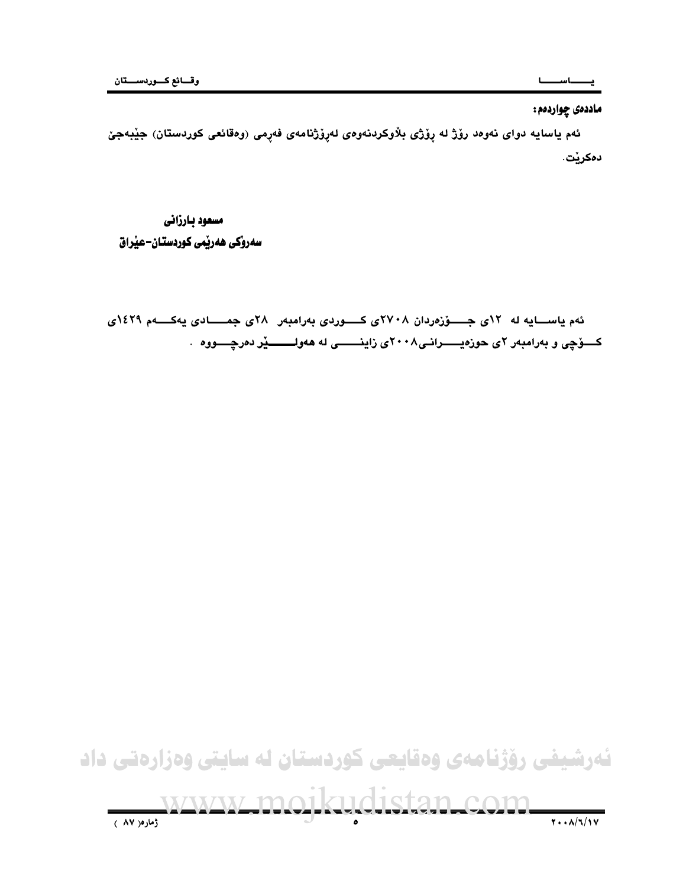**ماددەی چواردەم:**

ئەم یاسایە دوای نەوەد رۆژ لە ڕۆژی بڵاوکردنەوەی لەڕۆژنامەی فەرمی (وەقائعی کوردستان) جێبەجێ دەکرێت.

**مسعود بارزانی**
**سەرۆکی هەرێمی کوردستان-عێراق**

ئەم یاسایە لە ١٢ی جۆزەردان ٢٧٠٨ی کوردی بەرامبەر ٢٨ی جمادی یەکەم ١٤٢٩ی کۆچی و بەرامبەر ٢ی حوزەیرانی٢٠٠٨ی زاینی لە هەولێر دەرچووە .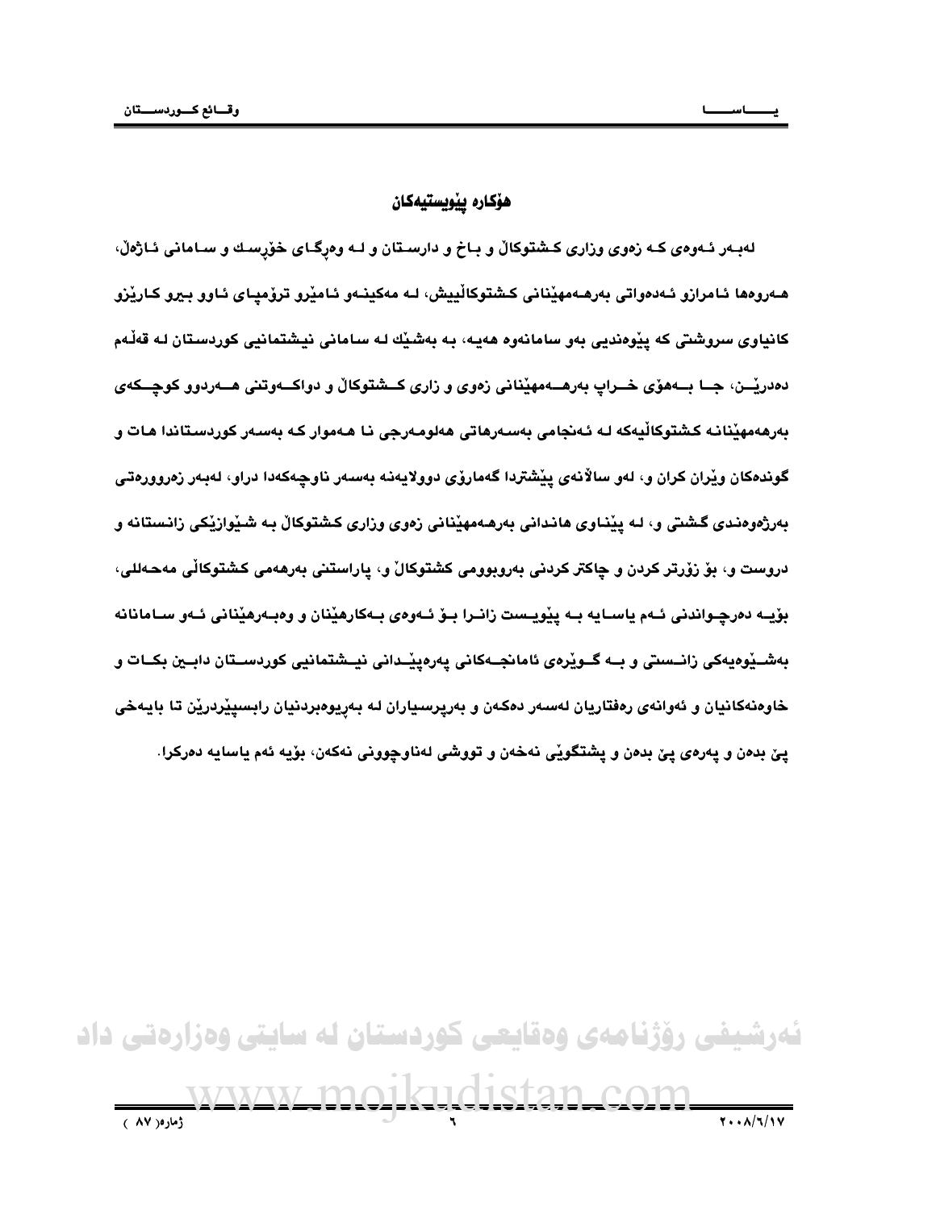## هۆكاره پێویستیەكان

لەبەر ئەوەی كە زەوی وزاری كشتوكاڵ و باخ و دارستان و لە وەرگای خۆڕسك و سامانی ئاژەڵ، هەروەها ئامرازو ئەدەواتی بەرهەمهێنانی كشتوكاڵییش، لە مەكینەو ئامێرو ترۆمپای ئاوو بیرو كارێزو كانیاوی سروشتی كە پێوەندیی بەو سامانەوە هەیە، بە بەشێك لە سامانی نیشتمانیی كوردستان لە قەڵەم دەدرێن، جیا بەهۆی خراپ بەرهەمهێنانی زەوی و زاری كشتوكاڵ و دواكەوتنی هەردوو كوچكەی بەرهەمهێنانە كشتوكاڵیەكە لە ئەنجامی بەسەرهاتی هەلومەرجی نا هەموار كە بەسەر كوردستاندا هات و گوندەكان وێران كران و، لەو ساڵانەی پێشتردا گەمارۆی دوولایەنە بەسەر ناوچەكەدا دراو، لەبەر زەروورەتی بەرژەوەندی گشتی و، لە پێناوی هاندانی بەرهەمهێنانی زەوی وزاری كشتوكاڵ بە شێوازێكی زانستانە و دروست و، بۆ زۆرتر كردن و چاكتر كردنی بەروبوومی كشتوكاڵ و، پاراستنی بەرهەمی كشتوكاڵی مەحەللی، بۆیە دەرچواندنی ئەم یاسایە بە پێویست زانرا بۆ ئەوەی بەكارهێنان و وەبەرهێنانی ئەو سامانانە بەشێوەیەكی زانستی و بە گوێرەی ئامانجەكانی پەرەپێدانی نیشتمانیی كوردستان دابین بكات و خاوەنەكانیان و ئەوانەی رەفتاریان لەسەر دەكەن و بەرپرسیاران لە بەڕێوەبردنیان رابسپێردرێن تا بایەخی پێ بدەن و پەرەی پێ بدەن و پشتگوێی نەخەن و تووشی لەناوچوونی نەكەن، بۆیە ئەم یاسایە دەركرا.